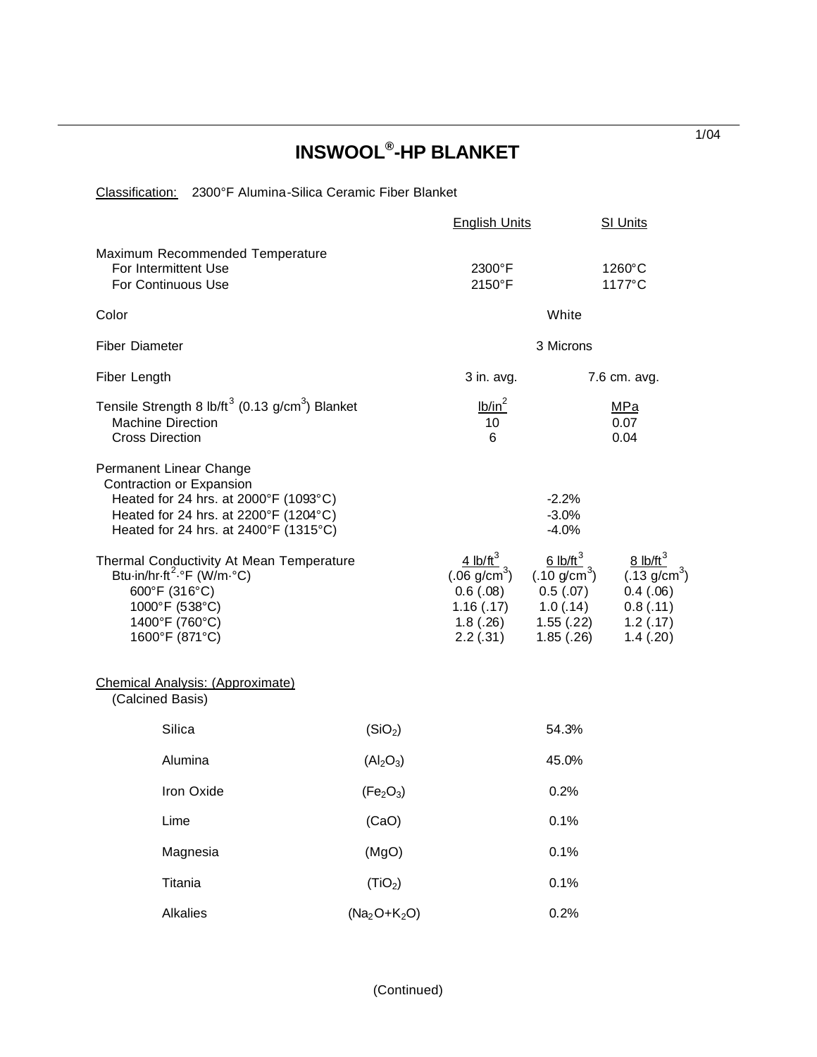# INSWOOL®-HP BLANKET

Classification: 2300°F Alumina-Silica Ceramic Fiber Blanket

| | English Units | SI Units |
|---|---|---|
| **Maximum Recommended Temperature** | | |
| For Intermittent Use | 2300°F | 1260°C |
| For Continuous Use | 2150°F | 1177°C |
| Color | White | |
| Fiber Diameter | 3 Microns | |
| Fiber Length | 3 in. avg. | 7.6 cm. avg. |
| Tensile Strength 8 $lb/ft^3$ (0.13 $g/cm^3$) Blanket | $lb/in^2$ | MPa |
| Machine Direction | 10 | 0.07 |
| Cross Direction | 6 | 0.04 |

**Permanent Linear Change**
Contraction or Expansion

| | |
|---|---|
| Heated for 24 hrs. at 2000°F (1093°C) | -2.2% |
| Heated for 24 hrs. at 2200°F (1204°C) | -3.0% |
| Heated for 24 hrs. at 2400°F (1315°C) | -4.0% |

| Thermal Conductivity At Mean Temperature Btu·in/hr·$ft^2$·°F (W/m·°C) | 4 $lb/ft^3$ (.06 $g/cm^3$) | 6 $lb/ft^3$ (.10 $g/cm^3$) | 8 $lb/ft^3$ (.13 $g/cm^3$) |
|---|---|---|---|
| 600°F (316°C) | 0.6 (.08) | 0.5 (.07) | 0.4 (.06) |
| 1000°F (538°C) | 1.16 (.17) | 1.0 (.14) | 0.8 (.11) |
| 1400°F (760°C) | 1.8 (.26) | 1.55 (.22) | 1.2 (.17) |
| 1600°F (871°C) | 2.2 (.31) | 1.85 (.26) | 1.4 (.20) |

Chemical Analysis: (Approximate)
(Calcined Basis)

| | | |
|---|---|---|
| Silica | ($SiO_2$) | 54.3% |
| Alumina | ($Al_2O_3$) | 45.0% |
| Iron Oxide | ($Fe_2O_3$) | 0.2% |
| Lime | (CaO) | 0.1% |
| Magnesia | (MgO) | 0.1% |
| Titania | ($TiO_2$) | 0.1% |
| Alkalies | ($Na_2O+K_2O$) | 0.2% |

(Continued)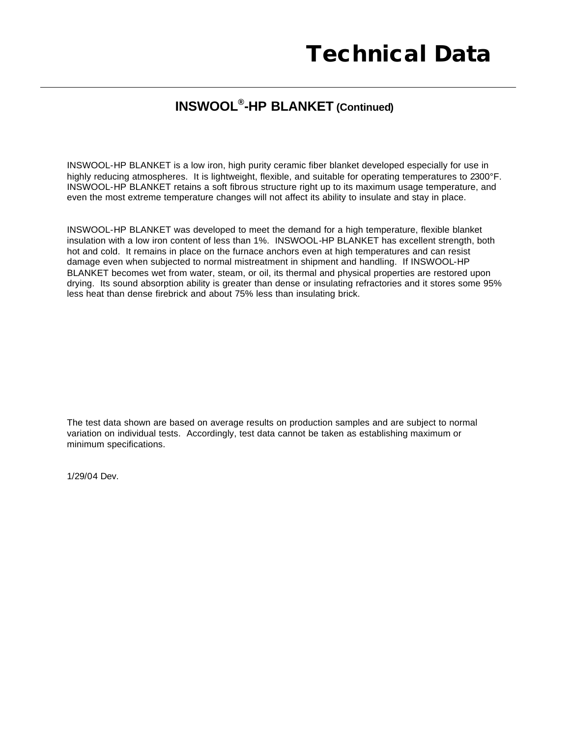# Technical Data

## INSWOOL®-HP BLANKET (Continued)

INSWOOL-HP BLANKET is a low iron, high purity ceramic fiber blanket developed especially for use in highly reducing atmospheres. It is lightweight, flexible, and suitable for operating temperatures to 2300°F. INSWOOL-HP BLANKET retains a soft fibrous structure right up to its maximum usage temperature, and even the most extreme temperature changes will not affect its ability to insulate and stay in place.

INSWOOL-HP BLANKET was developed to meet the demand for a high temperature, flexible blanket insulation with a low iron content of less than 1%. INSWOOL-HP BLANKET has excellent strength, both hot and cold. It remains in place on the furnace anchors even at high temperatures and can resist damage even when subjected to normal mistreatment in shipment and handling. If INSWOOL-HP BLANKET becomes wet from water, steam, or oil, its thermal and physical properties are restored upon drying. Its sound absorption ability is greater than dense or insulating refractories and it stores some 95% less heat than dense firebrick and about 75% less than insulating brick.

The test data shown are based on average results on production samples and are subject to normal variation on individual tests. Accordingly, test data cannot be taken as establishing maximum or minimum specifications.

1/29/04 Dev.